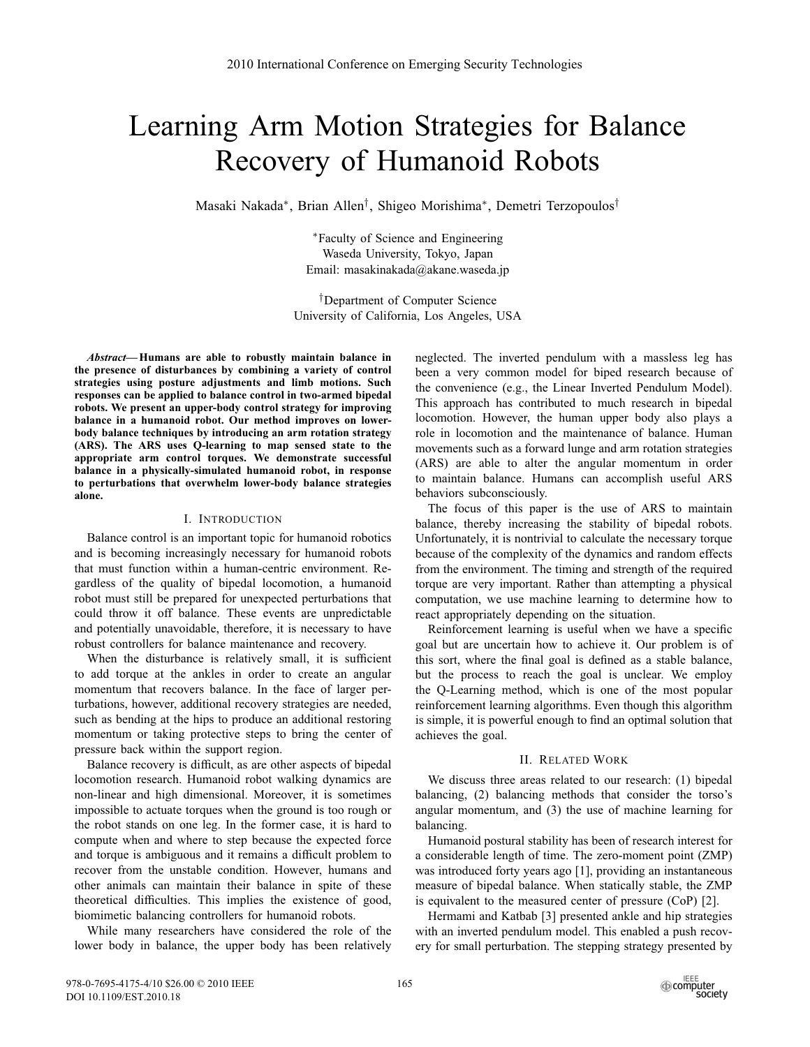# Learning Arm Motion Strategies for Balance Recovery of Humanoid Robots

Masaki Nakada*, Brian Allen†, Shigeo Morishima*, Demetri Terzopoulos†

*Faculty of Science and Engineering
Waseda University, Tokyo, Japan
Email: masakinakada@akane.waseda.jp

†Department of Computer Science
University of California, Los Angeles, USA

***Abstract*— Humans are able to robustly maintain balance in the presence of disturbances by combining a variety of control strategies using posture adjustments and limb motions. Such responses can be applied to balance control in two-armed bipedal robots. We present an upper-body control strategy for improving balance in a humanoid robot. Our method improves on lower-body balance techniques by introducing an arm rotation strategy (ARS). The ARS uses Q-learning to map sensed state to the appropriate arm control torques. We demonstrate successful balance in a physically-simulated humanoid robot, in response to perturbations that overwhelm lower-body balance strategies alone.**

## I. Introduction

Balance control is an important topic for humanoid robotics and is becoming increasingly necessary for humanoid robots that must function within a human-centric environment. Regardless of the quality of bipedal locomotion, a humanoid robot must still be prepared for unexpected perturbations that could throw it off balance. These events are unpredictable and potentially unavoidable, therefore, it is necessary to have robust controllers for balance maintenance and recovery.

When the disturbance is relatively small, it is sufficient to add torque at the ankles in order to create an angular momentum that recovers balance. In the face of larger perturbations, however, additional recovery strategies are needed, such as bending at the hips to produce an additional restoring momentum or taking protective steps to bring the center of pressure back within the support region.

Balance recovery is difficult, as are other aspects of bipedal locomotion research. Humanoid robot walking dynamics are non-linear and high dimensional. Moreover, it is sometimes impossible to actuate torques when the ground is too rough or the robot stands on one leg. In the former case, it is hard to compute when and where to step because the expected force and torque is ambiguous and it remains a difficult problem to recover from the unstable condition. However, humans and other animals can maintain their balance in spite of these theoretical difficulties. This implies the existence of good, biomimetic balancing controllers for humanoid robots.

While many researchers have considered the role of the lower body in balance, the upper body has been relatively neglected. The inverted pendulum with a massless leg has been a very common model for biped research because of the convenience (e.g., the Linear Inverted Pendulum Model). This approach has contributed to much research in bipedal locomotion. However, the human upper body also plays a role in locomotion and the maintenance of balance. Human movements such as a forward lunge and arm rotation strategies (ARS) are able to alter the angular momentum in order to maintain balance. Humans can accomplish useful ARS behaviors subconsciously.

The focus of this paper is the use of ARS to maintain balance, thereby increasing the stability of bipedal robots. Unfortunately, it is nontrivial to calculate the necessary torque because of the complexity of the dynamics and random effects from the environment. The timing and strength of the required torque are very important. Rather than attempting a physical computation, we use machine learning to determine how to react appropriately depending on the situation.

Reinforcement learning is useful when we have a specific goal but are uncertain how to achieve it. Our problem is of this sort, where the final goal is defined as a stable balance, but the process to reach the goal is unclear. We employ the Q-Learning method, which is one of the most popular reinforcement learning algorithms. Even though this algorithm is simple, it is powerful enough to find an optimal solution that achieves the goal.

## II. Related Work

We discuss three areas related to our research: (1) bipedal balancing, (2) balancing methods that consider the torso's angular momentum, and (3) the use of machine learning for balancing.

Humanoid postural stability has been of research interest for a considerable length of time. The zero-moment point (ZMP) was introduced forty years ago [1], providing an instantaneous measure of bipedal balance. When statically stable, the ZMP is equivalent to the measured center of pressure (CoP) [2].

Hermami and Katbab [3] presented ankle and hip strategies with an inverted pendulum model. This enabled a push recovery for small perturbation. The stepping strategy presented by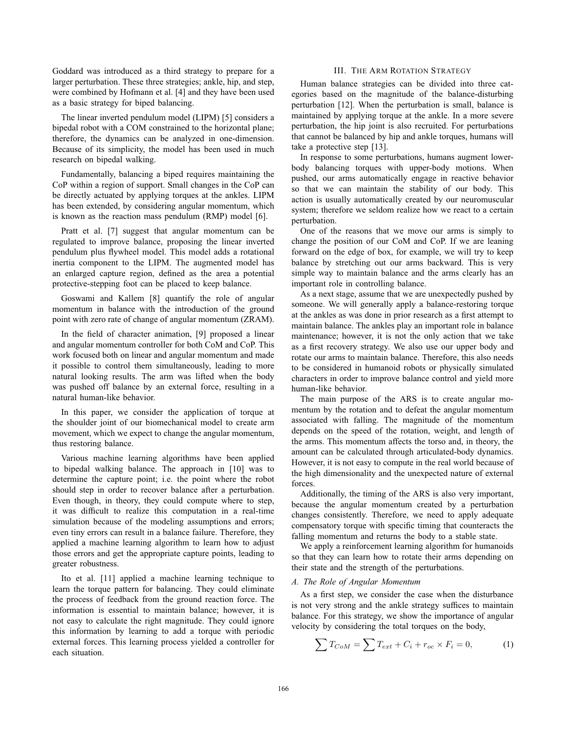Goddard was introduced as a third strategy to prepare for a larger perturbation. These three strategies; ankle, hip, and step, were combined by Hofmann et al. [4] and they have been used as a basic strategy for biped balancing.

The linear inverted pendulum model (LIPM) [5] considers a bipedal robot with a COM constrained to the horizontal plane; therefore, the dynamics can be analyzed in one-dimension. Because of its simplicity, the model has been used in much research on bipedal walking.

Fundamentally, balancing a biped requires maintaining the CoP within a region of support. Small changes in the CoP can be directly actuated by applying torques at the ankles. LIPM has been extended, by considering angular momentum, which is known as the reaction mass pendulum (RMP) model [6].

Pratt et al. [7] suggest that angular momentum can be regulated to improve balance, proposing the linear inverted pendulum plus flywheel model. This model adds a rotational inertia component to the LIPM. The augmented model has an enlarged capture region, defined as the area a potential protective-stepping foot can be placed to keep balance.

Goswami and Kallem [8] quantify the role of angular momentum in balance with the introduction of the ground point with zero rate of change of angular momentum (ZRAM).

In the field of character animation, [9] proposed a linear and angular momentum controller for both CoM and CoP. This work focused both on linear and angular momentum and made it possible to control them simultaneously, leading to more natural looking results. The arm was lifted when the body was pushed off balance by an external force, resulting in a natural human-like behavior.

In this paper, we consider the application of torque at the shoulder joint of our biomechanical model to create arm movement, which we expect to change the angular momentum, thus restoring balance.

Various machine learning algorithms have been applied to bipedal walking balance. The approach in [10] was to determine the capture point; i.e. the point where the robot should step in order to recover balance after a perturbation. Even though, in theory, they could compute where to step, it was difficult to realize this computation in a real-time simulation because of the modeling assumptions and errors; even tiny errors can result in a balance failure. Therefore, they applied a machine learning algorithm to learn how to adjust those errors and get the appropriate capture points, leading to greater robustness.

Ito et al. [11] applied a machine learning technique to learn the torque pattern for balancing. They could eliminate the process of feedback from the ground reaction force. The information is essential to maintain balance; however, it is not easy to calculate the right magnitude. They could ignore this information by learning to add a torque with periodic external forces. This learning process yielded a controller for each situation.

## III. The Arm Rotation Strategy

Human balance strategies can be divided into three categories based on the magnitude of the balance-disturbing perturbation [12]. When the perturbation is small, balance is maintained by applying torque at the ankle. In a more severe perturbation, the hip joint is also recruited. For perturbations that cannot be balanced by hip and ankle torques, humans will take a protective step [13].

In response to some perturbations, humans augment lower-body balancing torques with upper-body motions. When pushed, our arms automatically engage in reactive behavior so that we can maintain the stability of our body. This action is usually automatically created by our neuromuscular system; therefore we seldom realize how we react to a certain perturbation.

One of the reasons that we move our arms is simply to change the position of our CoM and CoP. If we are leaning forward on the edge of box, for example, we will try to keep balance by stretching out our arms backward. This is very simple way to maintain balance and the arms clearly has an important role in controlling balance.

As a next stage, assume that we are unexpectedly pushed by someone. We will generally apply a balance-restoring torque at the ankles as was done in prior research as a first attempt to maintain balance. The ankles play an important role in balance maintenance; however, it is not the only action that we take as a first recovery strategy. We also use our upper body and rotate our arms to maintain balance. Therefore, this also needs to be considered in humanoid robots or physically simulated characters in order to improve balance control and yield more human-like behavior.

The main purpose of the ARS is to create angular momentum by the rotation and to defeat the angular momentum associated with falling. The magnitude of the momentum depends on the speed of the rotation, weight, and length of the arms. This momentum affects the torso and, in theory, the amount can be calculated through articulated-body dynamics. However, it is not easy to compute in the real world because of the high dimensionality and the unexpected nature of external forces.

Additionally, the timing of the ARS is also very important, because the angular momentum created by a perturbation changes consistently. Therefore, we need to apply adequate compensatory torque with specific timing that counteracts the falling momentum and returns the body to a stable state.

We apply a reinforcement learning algorithm for humanoids so that they can learn how to rotate their arms depending on their state and the strength of the perturbations.

### A. The Role of Angular Momentum

As a first step, we consider the case when the disturbance is not very strong and the ankle strategy suffices to maintain balance. For this strategy, we show the importance of angular velocity by considering the total torques on the body,

$$\sum T_{CoM} = \sum T_{ext} + C_i + r_{oc} \times F_i = 0, \tag{1}$$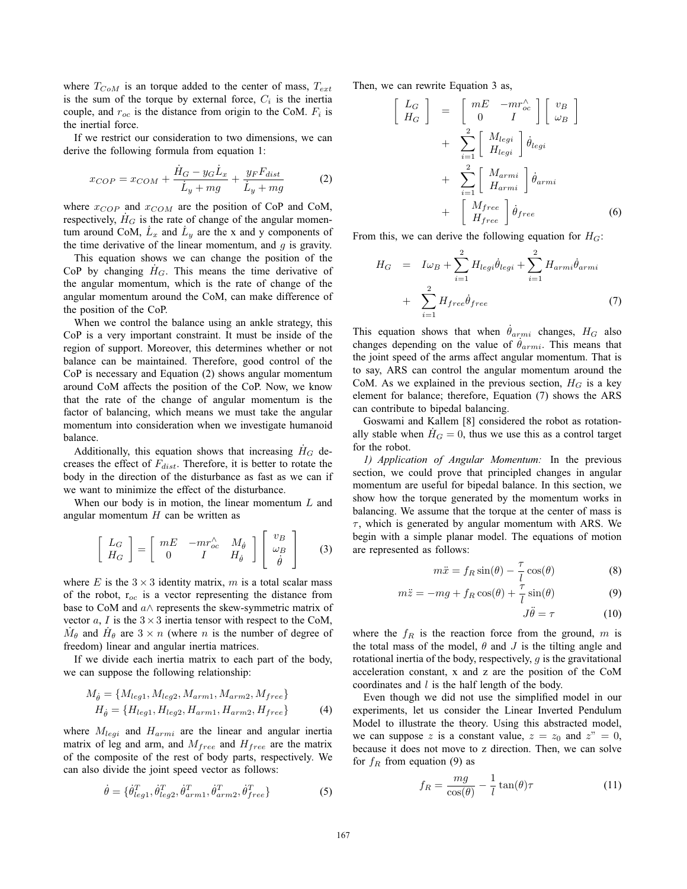where $T_{CoM}$ is an torque added to the center of mass, $T_{ext}$ is the sum of the torque by external force, $C_i$ is the inertia couple, and $r_{oc}$ is the distance from origin to the CoM. $F_i$ is the inertial force.

If we restrict our consideration to two dimensions, we can derive the following formula from equation 1:

$$x_{COP} = x_{COM} + \frac{\dot{H}_G - y_G \dot{L}_x}{\dot{L}_y + mg} + \frac{y_F F_{dist}}{\dot{L}_y + mg} \tag{2}$$

where $x_{COP}$ and $x_{COM}$ are the position of CoP and CoM, respectively, $\dot{H}_G$ is the rate of change of the angular momentum around CoM, $\dot{L}_x$ and $\dot{L}_y$ are the x and y components of the time derivative of the linear momentum, and $g$ is gravity.

This equation shows we can change the position of the CoP by changing $\dot{H}_G$. This means the time derivative of the angular momentum, which is the rate of change of the angular momentum around the CoM, can make difference of the position of the CoP.

When we control the balance using an ankle strategy, this CoP is a very important constraint. It must be inside of the region of support. Moreover, this determines whether or not balance can be maintained. Therefore, good control of the CoP is necessary and Equation (2) shows angular momentum around CoM affects the position of the CoP. Now, we know that the rate of the change of angular momentum is the factor of balancing, which means we must take the angular momentum into consideration when we investigate humanoid balance.

Additionally, this equation shows that increasing $\dot{H}_G$ decreases the effect of $F_{dist}$. Therefore, it is better to rotate the body in the direction of the disturbance as fast as we can if we want to minimize the effect of the disturbance.

When our body is in motion, the linear momentum $L$ and angular momentum $H$ can be written as

$$\begin{bmatrix} L_G \\ H_G \end{bmatrix} = \begin{bmatrix} mE & -mr_{oc}^{\wedge} & M_{\dot{\theta}} \\ 0 & I & H_{\dot{\theta}} \end{bmatrix} \begin{bmatrix} v_B \\ \omega_B \\ \dot{\theta} \end{bmatrix} \tag{3}$$

where $E$ is the $3 \times 3$ identity matrix, $m$ is a total scalar mass of the robot, $r_{oc}$ is a vector representing the distance from base to CoM and $a\wedge$ represents the skew-symmetric matrix of vector $a$, $I$ is the $3 \times 3$ inertia tensor with respect to the CoM, $\dot{M}_\theta$ and $\dot{H}_\theta$ are $3 \times n$ (where $n$ is the number of degree of freedom) linear and angular inertia matrices.

If we divide each inertia matrix to each part of the body, we can suppose the following relationship:

$$\begin{aligned} M_{\dot{\theta}} &= \{M_{leg1}, M_{leg2}, M_{arm1}, M_{arm2}, M_{free}\} \\ H_{\dot{\theta}} &= \{H_{leg1}, H_{leg2}, H_{arm1}, H_{arm2}, H_{free}\} \end{aligned} \tag{4}$$

where $M_{legi}$ and $H_{armi}$ are the linear and angular inertia matrix of leg and arm, and $M_{free}$ and $H_{free}$ are the matrix of the composite of the rest of body parts, respectively. We can also divide the joint speed vector as follows:

$$\dot{\theta} = \{\dot{\theta}_{leg1}^T, \dot{\theta}_{leg2}^T, \dot{\theta}_{arm1}^T, \dot{\theta}_{arm2}^T, \dot{\theta}_{free}^T\} \tag{5}$$

Then, we can rewrite Equation 3 as,

$$\begin{aligned} \begin{bmatrix} L_G \\ H_G \end{bmatrix} &= \begin{bmatrix} mE & -mr_{oc}^{\wedge} \\ 0 & I \end{bmatrix} \begin{bmatrix} v_B \\ \omega_B \end{bmatrix} \\ &+ \sum_{i=1}^{2} \begin{bmatrix} M_{legi} \\ H_{legi} \end{bmatrix} \dot{\theta}_{legi} \\ &+ \sum_{i=1}^{2} \begin{bmatrix} M_{armi} \\ H_{armi} \end{bmatrix} \dot{\theta}_{armi} \\ &+ \begin{bmatrix} M_{free} \\ H_{free} \end{bmatrix} \dot{\theta}_{free} \end{aligned} \tag{6}$$

From this, we can derive the following equation for $H_G$:

$$\begin{aligned} H_G &= I\omega_B + \sum_{i=1}^{2} H_{legi}\dot{\theta}_{legi} + \sum_{i=1}^{2} H_{armi}\dot{\theta}_{armi} \\ &+ \sum_{i=1}^{2} H_{free}\dot{\theta}_{free} \end{aligned} \tag{7}$$

This equation shows that when $\dot{\theta}_{armi}$ changes, $H_G$ also changes depending on the value of $\dot{\theta}_{armi}$. This means that the joint speed of the arms affect angular momentum. That is to say, ARS can control the angular momentum around the CoM. As we explained in the previous section, $H_G$ is a key element for balance; therefore, Equation (7) shows the ARS can contribute to bipedal balancing.

Goswami and Kallem [8] considered the robot as rotationally stable when $\dot{H}_G = 0$, thus we use this as a control target for the robot.

*1) Application of Angular Momentum:* In the previous section, we could prove that principled changes in angular momentum are useful for bipedal balance. In this section, we show how the torque generated by the momentum works in balancing. We assume that the torque at the center of mass is $\tau$, which is generated by angular momentum with ARS. We begin with a simple planar model. The equations of motion are represented as follows:

$$m\ddot{x} = f_R \sin(\theta) - \frac{\tau}{l}\cos(\theta) \tag{8}$$

$$m\ddot{z} = -mg + f_R \cos(\theta) + \frac{\tau}{l}\sin(\theta) \tag{9}$$

$$J\ddot{\theta} = \tau \tag{10}$$

where the $f_R$ is the reaction force from the ground, $m$ is the total mass of the model, $\theta$ and $J$ is the tilting angle and rotational inertia of the body, respectively, $g$ is the gravitational acceleration constant, x and z are the position of the CoM coordinates and $l$ is the half length of the body.

Even though we did not use the simplified model in our experiments, let us consider the Linear Inverted Pendulum Model to illustrate the theory. Using this abstracted model, we can suppose $z$ is a constant value, $z = z_0$ and $z" = 0$, because it does not move to z direction. Then, we can solve for $f_R$ from equation (9) as

$$f_R = \frac{mg}{\cos(\theta)} - \frac{1}{l}\tan(\theta)\tau \tag{11}$$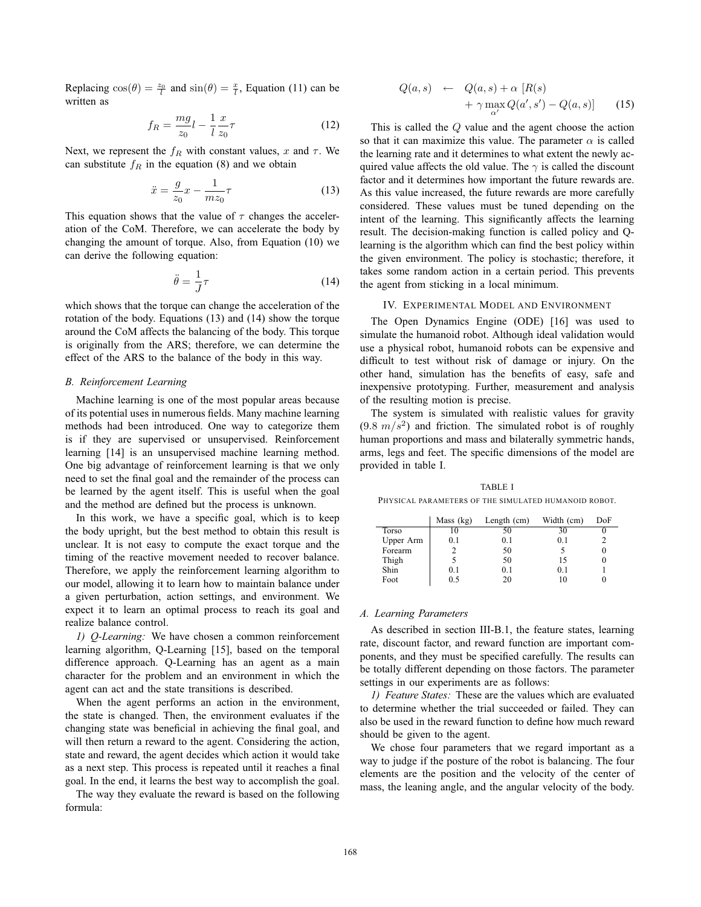Replacing $\cos(\theta) = \frac{z_0}{l}$ and $\sin(\theta) = \frac{x}{l}$, Equation (11) can be written as

$$f_R = \frac{mg}{z_0} l - \frac{1}{l} \frac{x}{z_0} \tau \tag{12}$$

Next, we represent the $f_R$ with constant values, $x$ and $\tau$. We can substitute $f_R$ in the equation (8) and we obtain

$$\ddot{x} = \frac{g}{z_0} x - \frac{1}{m z_0} \tau \tag{13}$$

This equation shows that the value of $\tau$ changes the acceleration of the CoM. Therefore, we can accelerate the body by changing the amount of torque. Also, from Equation (10) we can derive the following equation:

$$\ddot{\theta} = \frac{1}{J} \tau \tag{14}$$

which shows that the torque can change the acceleration of the rotation of the body. Equations (13) and (14) show the torque around the CoM affects the balancing of the body. This torque is originally from the ARS; therefore, we can determine the effect of the ARS to the balance of the body in this way.

### B. Reinforcement Learning

Machine learning is one of the most popular areas because of its potential uses in numerous fields. Many machine learning methods had been introduced. One way to categorize them is if they are supervised or unsupervised. Reinforcement learning [14] is an unsupervised machine learning method. One big advantage of reinforcement learning is that we only need to set the final goal and the remainder of the process can be learned by the agent itself. This is useful when the goal and the method are defined but the process is unknown.

In this work, we have a specific goal, which is to keep the body upright, but the best method to obtain this result is unclear. It is not easy to compute the exact torque and the timing of the reactive movement needed to recover balance. Therefore, we apply the reinforcement learning algorithm to our model, allowing it to learn how to maintain balance under a given perturbation, action settings, and environment. We expect it to learn an optimal process to reach its goal and realize balance control.

*1) Q-Learning:* We have chosen a common reinforcement learning algorithm, Q-Learning [15], based on the temporal difference approach. Q-Learning has an agent as a main character for the problem and an environment in which the agent can act and the state transitions is described.

When the agent performs an action in the environment, the state is changed. Then, the environment evaluates if the changing state was beneficial in achieving the final goal, and will then return a reward to the agent. Considering the action, state and reward, the agent decides which action it would take as a next step. This process is repeated until it reaches a final goal. In the end, it learns the best way to accomplish the goal.

The way they evaluate the reward is based on the following formula:

$$\begin{aligned} Q(a,s) \;\leftarrow\; & Q(a,s) + \alpha \, [R(s) \\ & + \gamma \max_{\alpha'} Q(a', s') - Q(a,s)] \end{aligned} \tag{15}$$

This is called the $Q$ value and the agent choose the action so that it can maximize this value. The parameter $\alpha$ is called the learning rate and it determines to what extent the newly acquired value affects the old value. The $\gamma$ is called the discount factor and it determines how important the future rewards are. As this value increased, the future rewards are more carefully considered. These values must be tuned depending on the intent of the learning. This significantly affects the learning result. The decision-making function is called policy and Q-learning is the algorithm which can find the best policy within the given environment. The policy is stochastic; therefore, it takes some random action in a certain period. This prevents the agent from sticking in a local minimum.

## IV. Experimental Model and Environment

The Open Dynamics Engine (ODE) [16] was used to simulate the humanoid robot. Although ideal validation would use a physical robot, humanoid robots can be expensive and difficult to test without risk of damage or injury. On the other hand, simulation has the benefits of easy, safe and inexpensive prototyping. Further, measurement and analysis of the resulting motion is precise.

The system is simulated with realistic values for gravity ($9.8\ m/s^2$) and friction. The simulated robot is of roughly human proportions and mass and bilaterally symmetric hands, arms, legs and feet. The specific dimensions of the model are provided in table I.

TABLE I
Physical parameters of the simulated humanoid robot.

| | Mass (kg) | Length (cm) | Width (cm) | DoF |
|---|---|---|---|---|
| Torso | 10 | 50 | 30 | 0 |
| Upper Arm | 0.1 | 0.1 | 0.1 | 2 |
| Forearm | 2 | 50 | 5 | 0 |
| Thigh | 5 | 50 | 15 | 0 |
| Shin | 0.1 | 0.1 | 0.1 | 1 |
| Foot | 0.5 | 20 | 10 | 0 |

### A. Learning Parameters

As described in section III-B.1, the feature states, learning rate, discount factor, and reward function are important components, and they must be specified carefully. The results can be totally different depending on those factors. The parameter settings in our experiments are as follows:

*1) Feature States:* These are the values which are evaluated to determine whether the trial succeeded or failed. They can also be used in the reward function to define how much reward should be given to the agent.

We chose four parameters that we regard important as a way to judge if the posture of the robot is balancing. The four elements are the position and the velocity of the center of mass, the leaning angle, and the angular velocity of the body.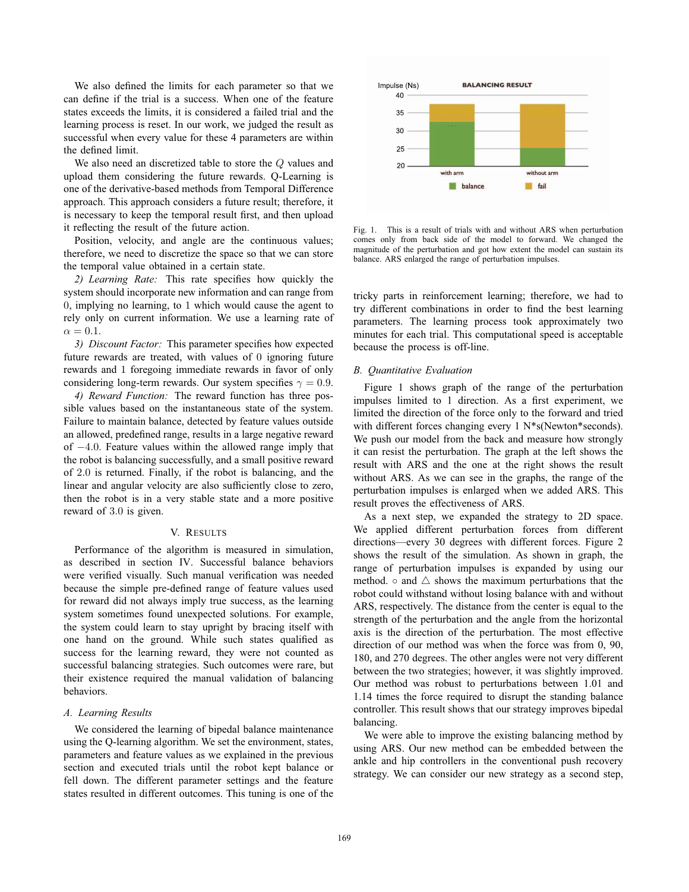We also defined the limits for each parameter so that we can define if the trial is a success. When one of the feature states exceeds the limits, it is considered a failed trial and the learning process is reset. In our work, we judged the result as successful when every value for these 4 parameters are within the defined limit.

We also need an discretized table to store the $Q$ values and upload them considering the future rewards. Q-Learning is one of the derivative-based methods from Temporal Difference approach. This approach considers a future result; therefore, it is necessary to keep the temporal result first, and then upload it reflecting the result of the future action.

Position, velocity, and angle are the continuous values; therefore, we need to discretize the space so that we can store the temporal value obtained in a certain state.

*2) Learning Rate:* This rate specifies how quickly the system should incorporate new information and can range from 0, implying no learning, to 1 which would cause the agent to rely only on current information. We use a learning rate of $\alpha = 0.1$.

*3) Discount Factor:* This parameter specifies how expected future rewards are treated, with values of 0 ignoring future rewards and 1 foregoing immediate rewards in favor of only considering long-term rewards. Our system specifies $\gamma = 0.9$.

*4) Reward Function:* The reward function has three possible values based on the instantaneous state of the system. Failure to maintain balance, detected by feature values outside an allowed, predefined range, results in a large negative reward of $-4.0$. Feature values within the allowed range imply that the robot is balancing successfully, and a small positive reward of 2.0 is returned. Finally, if the robot is balancing, and the linear and angular velocity are also sufficiently close to zero, then the robot is in a very stable state and a more positive reward of 3.0 is given.

## V. Results

Performance of the algorithm is measured in simulation, as described in section IV. Successful balance behaviors were verified visually. Such manual verification was needed because the simple pre-defined range of feature values used for reward did not always imply true success, as the learning system sometimes found unexpected solutions. For example, the system could learn to stay upright by bracing itself with one hand on the ground. While such states qualified as success for the learning reward, they were not counted as successful balancing strategies. Such outcomes were rare, but their existence required the manual validation of balancing behaviors.

### A. Learning Results

We considered the learning of bipedal balance maintenance using the Q-learning algorithm. We set the environment, states, parameters and feature values as we explained in the previous section and executed trials until the robot kept balance or fell down. The different parameter settings and the feature states resulted in different outcomes. This tuning is one of the tricky parts in reinforcement learning; therefore, we had to try different combinations in order to find the best learning parameters. The learning process took approximately two minutes for each trial. This computational speed is acceptable because the process is off-line.

Fig. 1. This is a result of trials with and without ARS when perturbation comes only from back side of the model to forward. We changed the magnitude of the perturbation and got how extent the model can sustain its balance. ARS enlarged the range of perturbation impulses.

### B. Quantitative Evaluation

Figure 1 shows graph of the range of the perturbation impulses limited to 1 direction. As a first experiment, we limited the direction of the force only to the forward and tried with different forces changing every 1 N*s(Newton*seconds). We push our model from the back and measure how strongly it can resist the perturbation. The graph at the left shows the result with ARS and the one at the right shows the result without ARS. As we can see in the graphs, the range of the perturbation impulses is enlarged when we added ARS. This result proves the effectiveness of ARS.

As a next step, we expanded the strategy to 2D space. We applied different perturbation forces from different directions—every 30 degrees with different forces. Figure 2 shows the result of the simulation. As shown in graph, the range of perturbation impulses is expanded by using our method. $\circ$ and $\triangle$ shows the maximum perturbations that the robot could withstand without losing balance with and without ARS, respectively. The distance from the center is equal to the strength of the perturbation and the angle from the horizontal axis is the direction of the perturbation. The most effective direction of our method was when the force was from 0, 90, 180, and 270 degrees. The other angles were not very different between the two strategies; however, it was slightly improved. Our method was robust to perturbations between 1.01 and 1.14 times the force required to disrupt the standing balance controller. This result shows that our strategy improves bipedal balancing.

We were able to improve the existing balancing method by using ARS. Our new method can be embedded between the ankle and hip controllers in the conventional push recovery strategy. We can consider our new strategy as a second step,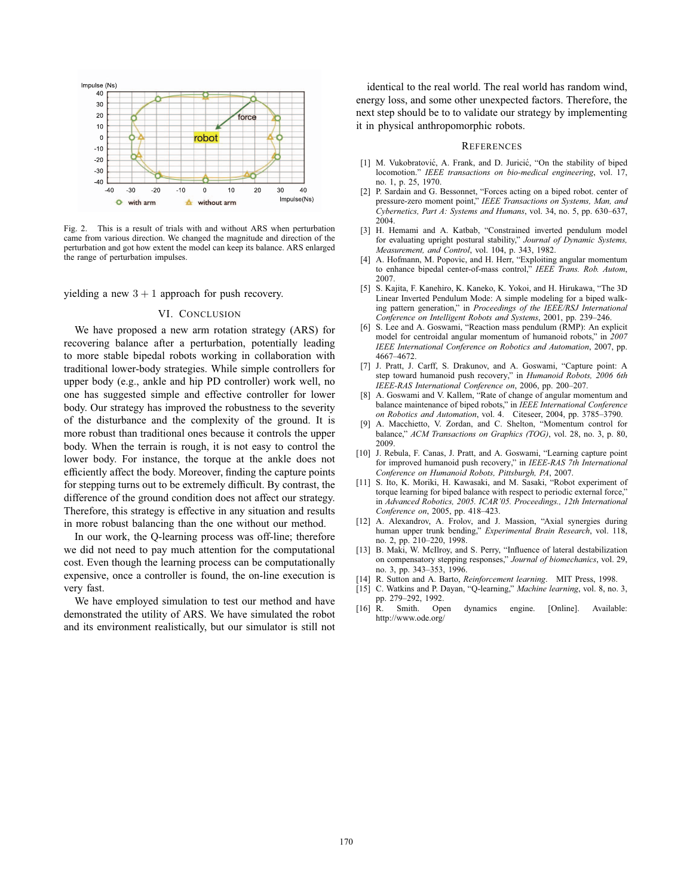Impulse (Ns)
40
30
20
10
0
-10
-20
-30
-40
-40 -30 -20 -10 0 10 20 30 40
Impulse(Ns)
force
robot
with arm
without arm

Fig. 2. This is a result of trials with and without ARS when perturbation came from various direction. We changed the magnitude and direction of the perturbation and got how extent the model can keep its balance. ARS enlarged the range of perturbation impulses.

yielding a new $3 + 1$ approach for push recovery.

## VI. Conclusion

We have proposed a new arm rotation strategy (ARS) for recovering balance after a perturbation, potentially leading to more stable bipedal robots working in collaboration with traditional lower-body strategies. While simple controllers for upper body (e.g., ankle and hip PD controller) work well, no one has suggested simple and effective controller for lower body. Our strategy has improved the robustness to the severity of the disturbance and the complexity of the ground. It is more robust than traditional ones because it controls the upper body. When the terrain is rough, it is not easy to control the lower body. For instance, the torque at the ankle does not efficiently affect the body. Moreover, finding the capture points for stepping turns out to be extremely difficult. By contrast, the difference of the ground condition does not affect our strategy. Therefore, this strategy is effective in any situation and results in more robust balancing than the one without our method.

In our work, the Q-learning process was off-line; therefore we did not need to pay much attention for the computational cost. Even though the learning process can be computationally expensive, once a controller is found, the on-line execution is very fast.

We have employed simulation to test our method and have demonstrated the utility of ARS. We have simulated the robot and its environment realistically, but our simulator is still not identical to the real world. The real world has random wind, energy loss, and some other unexpected factors. Therefore, the next step should be to to validate our strategy by implementing it in physical anthropomorphic robots.

## References

[1] M. Vukobratović, A. Frank, and D. Juricić, "On the stability of biped locomotion." *IEEE transactions on bio-medical engineering*, vol. 17, no. 1, p. 25, 1970.

[2] P. Sardain and G. Bessonnet, "Forces acting on a biped robot. center of pressure-zero moment point," *IEEE Transactions on Systems, Man, and Cybernetics, Part A: Systems and Humans*, vol. 34, no. 5, pp. 630–637, 2004.

[3] H. Hemami and A. Katbab, "Constrained inverted pendulum model for evaluating upright postural stability," *Journal of Dynamic Systems, Measurement, and Control*, vol. 104, p. 343, 1982.

[4] A. Hofmann, M. Popovic, and H. Herr, "Exploiting angular momentum to enhance bipedal center-of-mass control," *IEEE Trans. Rob. Autom*, 2007.

[5] S. Kajita, F. Kanehiro, K. Kaneko, K. Yokoi, and H. Hirukawa, "The 3D Linear Inverted Pendulum Mode: A simple modeling for a biped walking pattern generation," in *Proceedings of the IEEE/RSJ International Conference on Intelligent Robots and Systems*, 2001, pp. 239–246.

[6] S. Lee and A. Goswami, "Reaction mass pendulum (RMP): An explicit model for centroidal angular momentum of humanoid robots," in *2007 IEEE International Conference on Robotics and Automation*, 2007, pp. 4667–4672.

[7] J. Pratt, J. Carff, S. Drakunov, and A. Goswami, "Capture point: A step toward humanoid push recovery," in *Humanoid Robots, 2006 6th IEEE-RAS International Conference on*, 2006, pp. 200–207.

[8] A. Goswami and V. Kallem, "Rate of change of angular momentum and balance maintenance of biped robots," in *IEEE International Conference on Robotics and Automation*, vol. 4. Citeseer, 2004, pp. 3785–3790.

[9] A. Macchietto, V. Zordan, and C. Shelton, "Momentum control for balance," *ACM Transactions on Graphics (TOG)*, vol. 28, no. 3, p. 80, 2009.

[10] J. Rebula, F. Canas, J. Pratt, and A. Goswami, "Learning capture point for improved humanoid push recovery," in *IEEE-RAS 7th International Conference on Humanoid Robots, Pittsburgh, PA*, 2007.

[11] S. Ito, K. Moriki, H. Kawasaki, and M. Sasaki, "Robot experiment of torque learning for biped balance with respect to periodic external force," in *Advanced Robotics, 2005. ICAR'05. Proceedings., 12th International Conference on*, 2005, pp. 418–423.

[12] A. Alexandrov, A. Frolov, and J. Massion, "Axial synergies during human upper trunk bending," *Experimental Brain Research*, vol. 118, no. 2, pp. 210–220, 1998.

[13] B. Maki, W. McIlroy, and S. Perry, "Influence of lateral destabilization on compensatory stepping responses," *Journal of biomechanics*, vol. 29, no. 3, pp. 343–353, 1996.

[14] R. Sutton and A. Barto, *Reinforcement learning*. MIT Press, 1998.

[15] C. Watkins and P. Dayan, "Q-learning," *Machine learning*, vol. 8, no. 3, pp. 279–292, 1992.

[16] R. Smith. Open dynamics engine. [Online]. Available: http://www.ode.org/